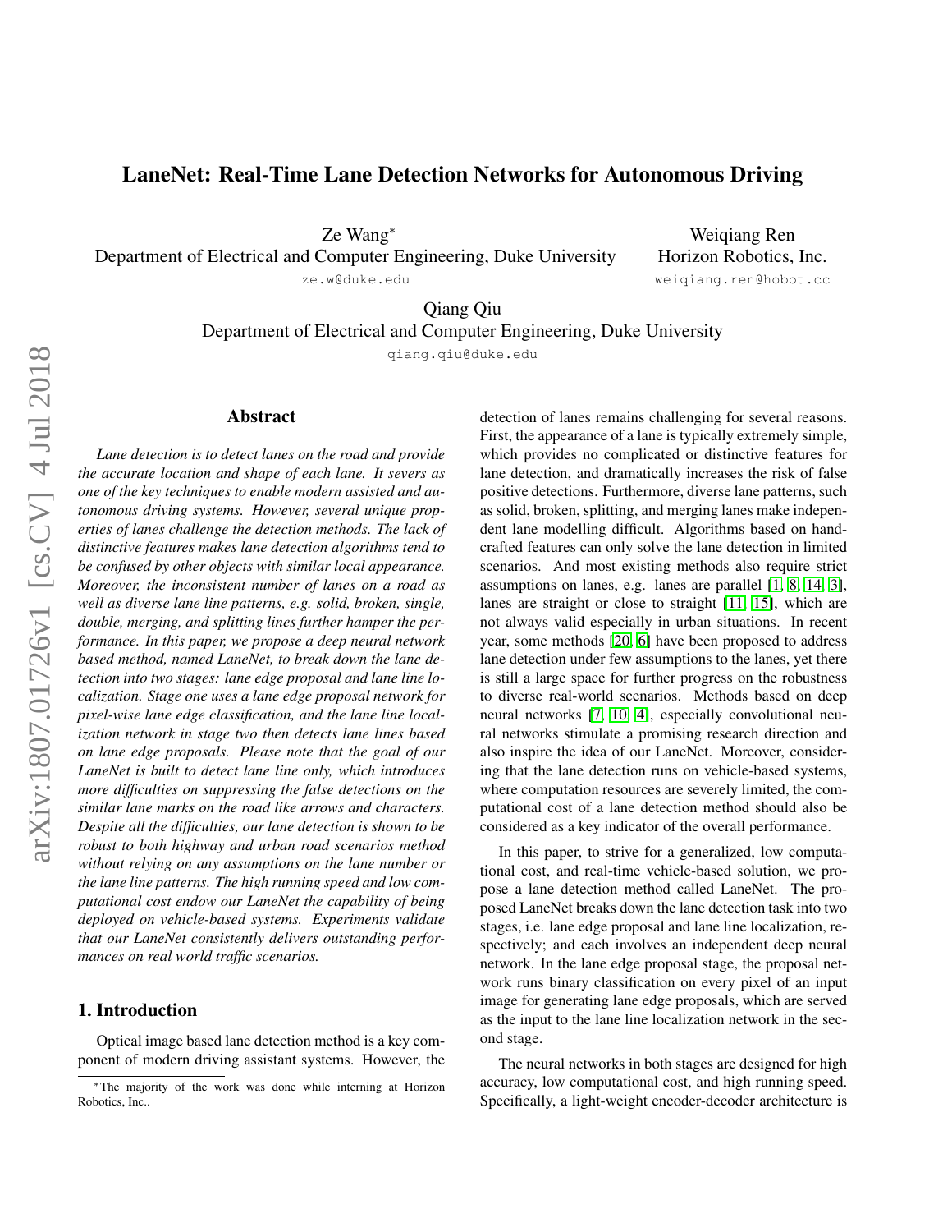# LaneNet: Real-Time Lane Detection Networks for Autonomous Driving

Ze Wang*
Department of Electrical and Computer Engineering, Duke University
ze.w@duke.edu

Weiqiang Ren
Horizon Robotics, Inc.
weiqiang.ren@hobot.cc

Qiang Qiu
Department of Electrical and Computer Engineering, Duke University
qiang.qiu@duke.edu

## Abstract

*Lane detection is to detect lanes on the road and provide the accurate location and shape of each lane. It severs as one of the key techniques to enable modern assisted and autonomous driving systems. However, several unique properties of lanes challenge the detection methods. The lack of distinctive features makes lane detection algorithms tend to be confused by other objects with similar local appearance. Moreover, the inconsistent number of lanes on a road as well as diverse lane line patterns, e.g. solid, broken, single, double, merging, and splitting lines further hamper the performance. In this paper, we propose a deep neural network based method, named LaneNet, to break down the lane detection into two stages: lane edge proposal and lane line localization. Stage one uses a lane edge proposal network for pixel-wise lane edge classification, and the lane line localization network in stage two then detects lane lines based on lane edge proposals. Please note that the goal of our LaneNet is built to detect lane line only, which introduces more difficulties on suppressing the false detections on the similar lane marks on the road like arrows and characters. Despite all the difficulties, our lane detection is shown to be robust to both highway and urban road scenarios method without relying on any assumptions on the lane number or the lane line patterns. The high running speed and low computational cost endow our LaneNet the capability of being deployed on vehicle-based systems. Experiments validate that our LaneNet consistently delivers outstanding performances on real world traffic scenarios.*

## 1. Introduction

Optical image based lane detection method is a key component of modern driving assistant systems. However, the detection of lanes remains challenging for several reasons. First, the appearance of a lane is typically extremely simple, which provides no complicated or distinctive features for lane detection, and dramatically increases the risk of false positive detections. Furthermore, diverse lane patterns, such as solid, broken, splitting, and merging lanes make independent lane modelling difficult. Algorithms based on hand-crafted features can only solve the lane detection in limited scenarios. And most existing methods also require strict assumptions on lanes, e.g. lanes are parallel [1, 8, 14, 3], lanes are straight or close to straight [11, 15], which are not always valid especially in urban situations. In recent year, some methods [20, 6] have been proposed to address lane detection under few assumptions to the lanes, yet there is still a large space for further progress on the robustness to diverse real-world scenarios. Methods based on deep neural networks [7, 10, 4], especially convolutional neural networks stimulate a promising research direction and also inspire the idea of our LaneNet. Moreover, considering that the lane detection runs on vehicle-based systems, where computation resources are severely limited, the computational cost of a lane detection method should also be considered as a key indicator of the overall performance.

In this paper, to strive for a generalized, low computational cost, and real-time vehicle-based solution, we propose a lane detection method called LaneNet. The proposed LaneNet breaks down the lane detection task into two stages, i.e. lane edge proposal and lane line localization, respectively; and each involves an independent deep neural network. In the lane edge proposal stage, the proposal network runs binary classification on every pixel of an input image for generating lane edge proposals, which are served as the input to the lane line localization network in the second stage.

The neural networks in both stages are designed for high accuracy, low computational cost, and high running speed. Specifically, a light-weight encoder-decoder architecture is

*The majority of the work was done while interning at Horizon Robotics, Inc..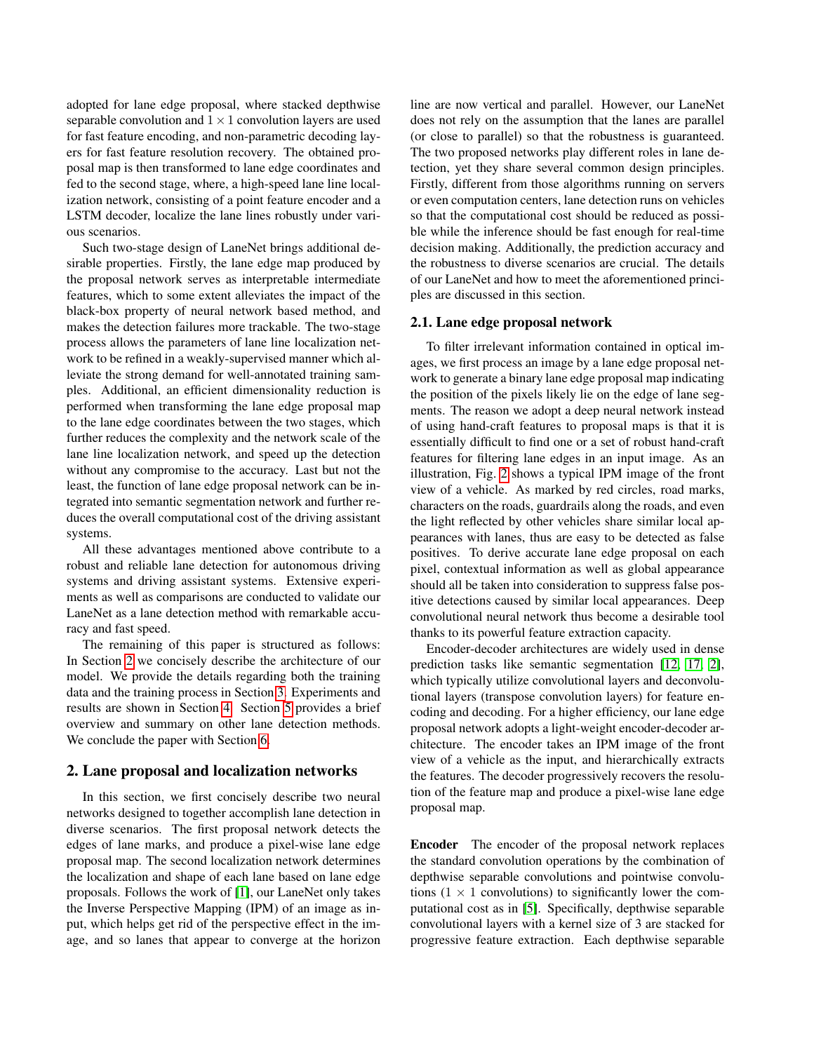adopted for lane edge proposal, where stacked depthwise separable convolution and $1 \times 1$ convolution layers are used for fast feature encoding, and non-parametric decoding layers for fast feature resolution recovery. The obtained proposal map is then transformed to lane edge coordinates and fed to the second stage, where, a high-speed lane line localization network, consisting of a point feature encoder and a LSTM decoder, localize the lane lines robustly under various scenarios.

Such two-stage design of LaneNet brings additional desirable properties. Firstly, the lane edge map produced by the proposal network serves as interpretable intermediate features, which to some extent alleviates the impact of the black-box property of neural network based method, and makes the detection failures more trackable. The two-stage process allows the parameters of lane line localization network to be refined in a weakly-supervised manner which alleviate the strong demand for well-annotated training samples. Additional, an efficient dimensionality reduction is performed when transforming the lane edge proposal map to the lane edge coordinates between the two stages, which further reduces the complexity and the network scale of the lane line localization network, and speed up the detection without any compromise to the accuracy. Last but not the least, the function of lane edge proposal network can be integrated into semantic segmentation network and further reduces the overall computational cost of the driving assistant systems.

All these advantages mentioned above contribute to a robust and reliable lane detection for autonomous driving systems and driving assistant systems. Extensive experiments as well as comparisons are conducted to validate our LaneNet as a lane detection method with remarkable accuracy and fast speed.

The remaining of this paper is structured as follows: In Section 2 we concisely describe the architecture of our model. We provide the details regarding both the training data and the training process in Section 3. Experiments and results are shown in Section 4. Section 5 provides a brief overview and summary on other lane detection methods. We conclude the paper with Section 6.

## 2. Lane proposal and localization networks

In this section, we first concisely describe two neural networks designed to together accomplish lane detection in diverse scenarios. The first proposal network detects the edges of lane marks, and produce a pixel-wise lane edge proposal map. The second localization network determines the localization and shape of each lane based on lane edge proposals. Follows the work of [1], our LaneNet only takes the Inverse Perspective Mapping (IPM) of an image as input, which helps get rid of the perspective effect in the image, and so lanes that appear to converge at the horizon line are now vertical and parallel. However, our LaneNet does not rely on the assumption that the lanes are parallel (or close to parallel) so that the robustness is guaranteed. The two proposed networks play different roles in lane detection, yet they share several common design principles. Firstly, different from those algorithms running on servers or even computation centers, lane detection runs on vehicles so that the computational cost should be reduced as possible while the inference should be fast enough for real-time decision making. Additionally, the prediction accuracy and the robustness to diverse scenarios are crucial. The details of our LaneNet and how to meet the aforementioned principles are discussed in this section.

### 2.1. Lane edge proposal network

To filter irrelevant information contained in optical images, we first process an image by a lane edge proposal network to generate a binary lane edge proposal map indicating the position of the pixels likely lie on the edge of lane segments. The reason we adopt a deep neural network instead of using hand-craft features to proposal maps is that it is essentially difficult to find one or a set of robust hand-craft features for filtering lane edges in an input image. As an illustration, Fig. 2 shows a typical IPM image of the front view of a vehicle. As marked by red circles, road marks, characters on the roads, guardrails along the roads, and even the light reflected by other vehicles share similar local appearances with lanes, thus are easy to be detected as false positives. To derive accurate lane edge proposal on each pixel, contextual information as well as global appearance should all be taken into consideration to suppress false positive detections caused by similar local appearances. Deep convolutional neural network thus become a desirable tool thanks to its powerful feature extraction capacity.

Encoder-decoder architectures are widely used in dense prediction tasks like semantic segmentation [12, 17, 2], which typically utilize convolutional layers and deconvolutional layers (transpose convolution layers) for feature encoding and decoding. For a higher efficiency, our lane edge proposal network adopts a light-weight encoder-decoder architecture. The encoder takes an IPM image of the front view of a vehicle as the input, and hierarchically extracts the features. The decoder progressively recovers the resolution of the feature map and produce a pixel-wise lane edge proposal map.

**Encoder** The encoder of the proposal network replaces the standard convolution operations by the combination of depthwise separable convolutions and pointwise convolutions ($1 \times 1$ convolutions) to significantly lower the computational cost as in [5]. Specifically, depthwise separable convolutional layers with a kernel size of 3 are stacked for progressive feature extraction. Each depthwise separable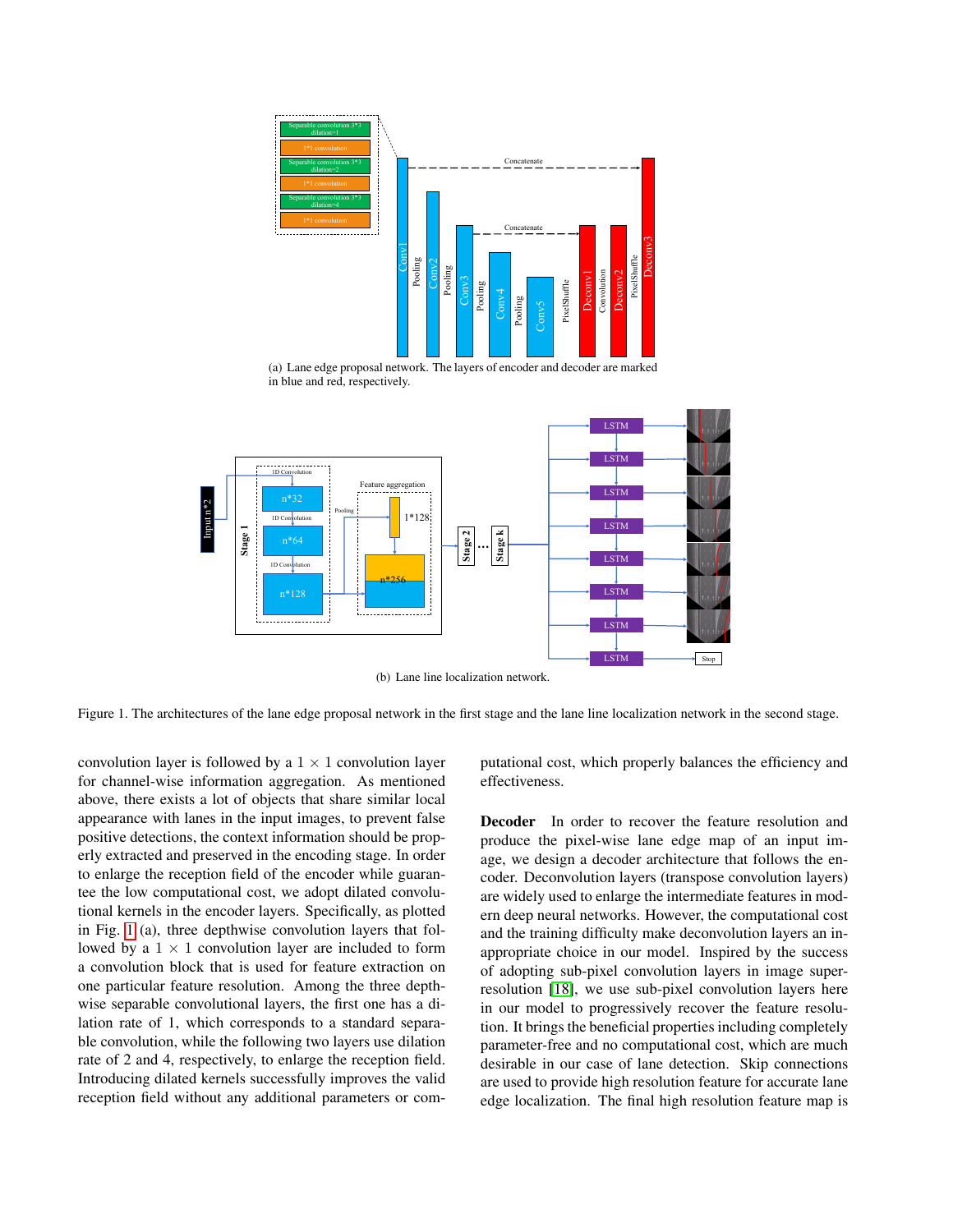(a) Lane edge proposal network. The layers of encoder and decoder are marked in blue and red, respectively.

(b) Lane line localization network.

Figure 1. The architectures of the lane edge proposal network in the first stage and the lane line localization network in the second stage.

convolution layer is followed by a $1 \times 1$ convolution layer for channel-wise information aggregation. As mentioned above, there exists a lot of objects that share similar local appearance with lanes in the input images, to prevent false positive detections, the context information should be properly extracted and preserved in the encoding stage. In order to enlarge the reception field of the encoder while guarantee the low computational cost, we adopt dilated convolutional kernels in the encoder layers. Specifically, as plotted in Fig. 1 (a), three depthwise convolution layers that followed by a $1 \times 1$ convolution layer are included to form a convolution block that is used for feature extraction on one particular feature resolution. Among the three depthwise separable convolutional layers, the first one has a dilation rate of 1, which corresponds to a standard separable convolution, while the following two layers use dilation rate of 2 and 4, respectively, to enlarge the reception field. Introducing dilated kernels successfully improves the valid reception field without any additional parameters or computational cost, which properly balances the efficiency and effectiveness.

**Decoder** In order to recover the feature resolution and produce the pixel-wise lane edge map of an input image, we design a decoder architecture that follows the encoder. Deconvolution layers (transpose convolution layers) are widely used to enlarge the intermediate features in modern deep neural networks. However, the computational cost and the training difficulty make deconvolution layers an inappropriate choice in our model. Inspired by the success of adopting sub-pixel convolution layers in image super-resolution [18], we use sub-pixel convolution layers here in our model to progressively recover the feature resolution. It brings the beneficial properties including completely parameter-free and no computational cost, which are much desirable in our case of lane detection. Skip connections are used to provide high resolution feature for accurate lane edge localization. The final high resolution feature map is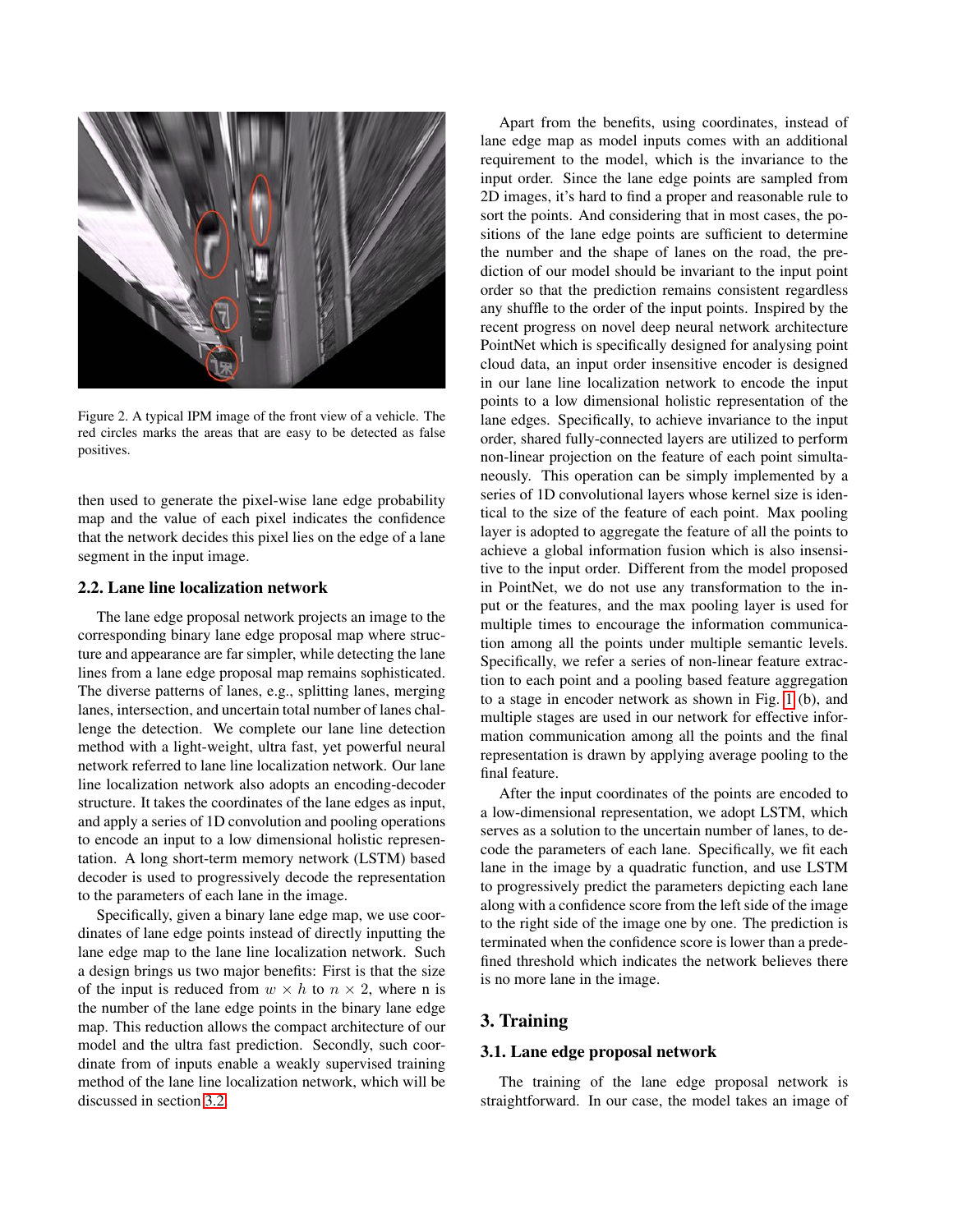Figure 2. A typical IPM image of the front view of a vehicle. The red circles marks the areas that are easy to be detected as false positives.

then used to generate the pixel-wise lane edge probability map and the value of each pixel indicates the confidence that the network decides this pixel lies on the edge of a lane segment in the input image.

### 2.2. Lane line localization network

The lane edge proposal network projects an image to the corresponding binary lane edge proposal map where structure and appearance are far simpler, while detecting the lane lines from a lane edge proposal map remains sophisticated. The diverse patterns of lanes, e.g., splitting lanes, merging lanes, intersection, and uncertain total number of lanes challenge the detection. We complete our lane line detection method with a light-weight, ultra fast, yet powerful neural network referred to lane line localization network. Our lane line localization network also adopts an encoding-decoder structure. It takes the coordinates of the lane edges as input, and apply a series of 1D convolution and pooling operations to encode an input to a low dimensional holistic representation. A long short-term memory network (LSTM) based decoder is used to progressively decode the representation to the parameters of each lane in the image.

Specifically, given a binary lane edge map, we use coordinates of lane edge points instead of directly inputting the lane edge map to the lane line localization network. Such a design brings us two major benefits: First is that the size of the input is reduced from $w \times h$ to $n \times 2$, where n is the number of the lane edge points in the binary lane edge map. This reduction allows the compact architecture of our model and the ultra fast prediction. Secondly, such coordinate from of inputs enable a weakly supervised training method of the lane line localization network, which will be discussed in section 3.2.

Apart from the benefits, using coordinates, instead of lane edge map as model inputs comes with an additional requirement to the model, which is the invariance to the input order. Since the lane edge points are sampled from 2D images, it's hard to find a proper and reasonable rule to sort the points. And considering that in most cases, the positions of the lane edge points are sufficient to determine the number and the shape of lanes on the road, the prediction of our model should be invariant to the input point order so that the prediction remains consistent regardless any shuffle to the order of the input points. Inspired by the recent progress on novel deep neural network architecture PointNet which is specifically designed for analysing point cloud data, an input order insensitive encoder is designed in our lane line localization network to encode the input points to a low dimensional holistic representation of the lane edges. Specifically, to achieve invariance to the input order, shared fully-connected layers are utilized to perform non-linear projection on the feature of each point simultaneously. This operation can be simply implemented by a series of 1D convolutional layers whose kernel size is identical to the size of the feature of each point. Max pooling layer is adopted to aggregate the feature of all the points to achieve a global information fusion which is also insensitive to the input order. Different from the model proposed in PointNet, we do not use any transformation to the input or the features, and the max pooling layer is used for multiple times to encourage the information communication among all the points under multiple semantic levels. Specifically, we refer a series of non-linear feature extraction to each point and a pooling based feature aggregation to a stage in encoder network as shown in Fig. 1 (b), and multiple stages are used in our network for effective information communication among all the points and the final representation is drawn by applying average pooling to the final feature.

After the input coordinates of the points are encoded to a low-dimensional representation, we adopt LSTM, which serves as a solution to the uncertain number of lanes, to decode the parameters of each lane. Specifically, we fit each lane in the image by a quadratic function, and use LSTM to progressively predict the parameters depicting each lane along with a confidence score from the left side of the image to the right side of the image one by one. The prediction is terminated when the confidence score is lower than a predefined threshold which indicates the network believes there is no more lane in the image.

## 3. Training

### 3.1. Lane edge proposal network

The training of the lane edge proposal network is straightforward. In our case, the model takes an image of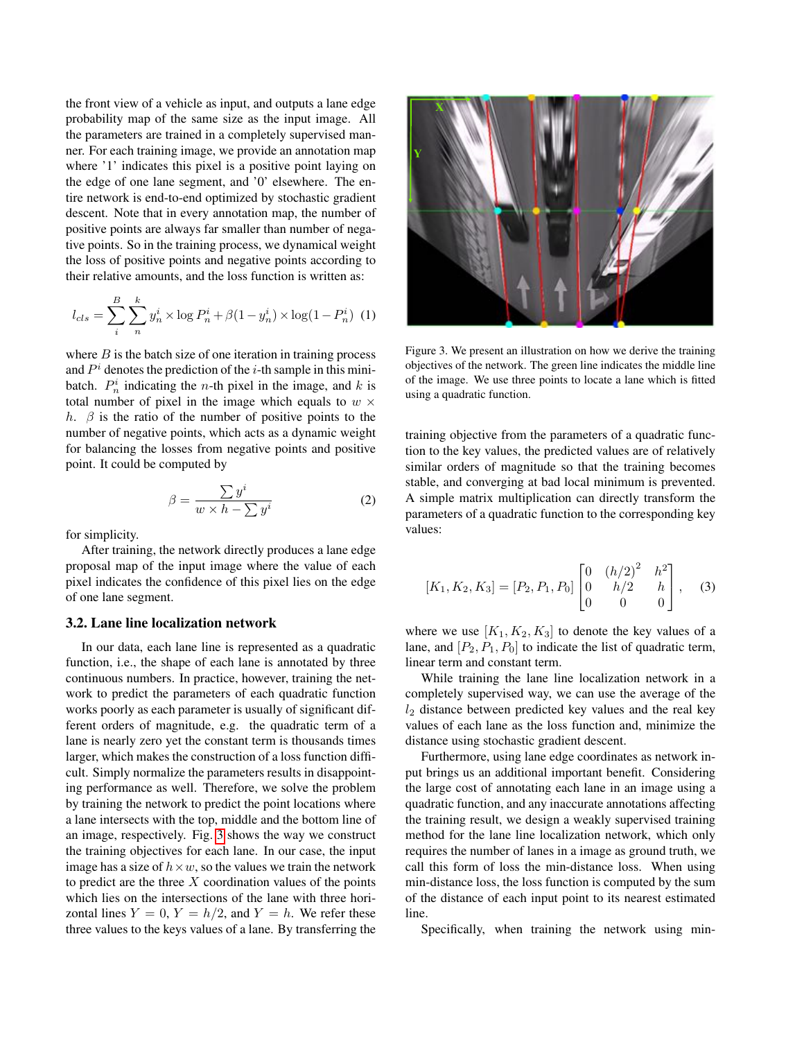the front view of a vehicle as input, and outputs a lane edge probability map of the same size as the input image. All the parameters are trained in a completely supervised manner. For each training image, we provide an annotation map where '1' indicates this pixel is a positive point laying on the edge of one lane segment, and '0' elsewhere. The entire network is end-to-end optimized by stochastic gradient descent. Note that in every annotation map, the number of positive points are always far smaller than number of negative points. So in the training process, we dynamical weight the loss of positive points and negative points according to their relative amounts, and the loss function is written as:

$$l_{cls} = \sum_{i}^{B} \sum_{n}^{k} y_n^i \times \log P_n^i + \beta(1 - y_n^i) \times \log(1 - P_n^i) \quad (1)$$

where $B$ is the batch size of one iteration in training process and $P^i$ denotes the prediction of the $i$-th sample in this mini-batch. $P_n^i$ indicating the $n$-th pixel in the image, and $k$ is total number of pixel in the image which equals to $w \times h$. $\beta$ is the ratio of the number of positive points to the number of negative points, which acts as a dynamic weight for balancing the losses from negative points and positive point. It could be computed by

$$\beta = \frac{\sum y^i}{w \times h - \sum y^i} \quad (2)$$

for simplicity.

After training, the network directly produces a lane edge proposal map of the input image where the value of each pixel indicates the confidence of this pixel lies on the edge of one lane segment.

### 3.2. Lane line localization network

In our data, each lane line is represented as a quadratic function, i.e., the shape of each lane is annotated by three continuous numbers. In practice, however, training the network to predict the parameters of each quadratic function works poorly as each parameter is usually of significant different orders of magnitude, e.g. the quadratic term of a lane is nearly zero yet the constant term is thousands times larger, which makes the construction of a loss function difficult. Simply normalize the parameters results in disappointing performance as well. Therefore, we solve the problem by training the network to predict the point locations where a lane intersects with the top, middle and the bottom line of an image, respectively. Fig. 3 shows the way we construct the training objectives for each lane. In our case, the input image has a size of $h \times w$, so the values we train the network to predict are the three $X$ coordination values of the points which lies on the intersections of the lane with three horizontal lines $Y = 0$, $Y = h/2$, and $Y = h$. We refer these three values to the keys values of a lane. By transferring the training objective from the parameters of a quadratic function to the key values, the predicted values are of relatively similar orders of magnitude so that the training becomes stable, and converging at bad local minimum is prevented. A simple matrix multiplication can directly transform the parameters of a quadratic function to the corresponding key values:

Figure 3. We present an illustration on how we derive the training objectives of the network. The green line indicates the middle line of the image. We use three points to locate a lane which is fitted using a quadratic function.

$$[K_1, K_2, K_3] = [P_2, P_1, P_0] \begin{bmatrix} 0 & (h/2)^2 & h^2 \\ 0 & h/2 & h \\ 0 & 0 & 0 \end{bmatrix}, \quad (3)$$

where we use $[K_1, K_2, K_3]$ to denote the key values of a lane, and $[P_2, P_1, P_0]$ to indicate the list of quadratic term, linear term and constant term.

While training the lane line localization network in a completely supervised way, we can use the average of the $l_2$ distance between predicted key values and the real key values of each lane as the loss function and, minimize the distance using stochastic gradient descent.

Furthermore, using lane edge coordinates as network input brings us an additional important benefit. Considering the large cost of annotating each lane in an image using a quadratic function, and any inaccurate annotations affecting the training result, we design a weakly supervised training method for the lane line localization network, which only requires the number of lanes in a image as ground truth, we call this form of loss the min-distance loss. When using min-distance loss, the loss function is computed by the sum of the distance of each input point to its nearest estimated line.

Specifically, when training the network using min-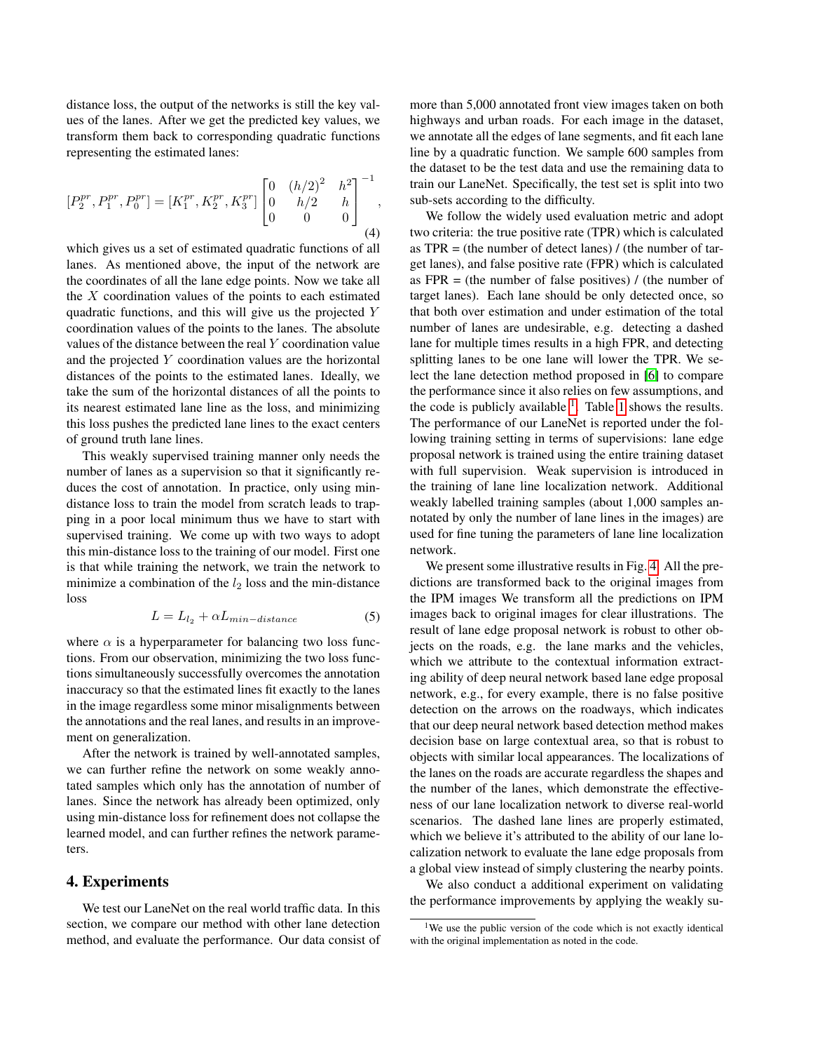distance loss, the output of the networks is still the key values of the lanes. After we get the predicted key values, we transform them back to corresponding quadratic functions representing the estimated lanes:

$$[P_2^{pr}, P_1^{pr}, P_0^{pr}] = [K_1^{pr}, K_2^{pr}, K_3^{pr}] \begin{bmatrix} 0 & (h/2)^2 & h^2 \\ 0 & h/2 & h \\ 0 & 0 & 0 \end{bmatrix}^{-1}, \tag{4}$$

which gives us a set of estimated quadratic functions of all lanes. As mentioned above, the input of the network are the coordinates of all the lane edge points. Now we take all the $X$ coordination values of the points to each estimated quadratic functions, and this will give us the projected $Y$ coordination values of the points to the lanes. The absolute values of the distance between the real $Y$ coordination value and the projected $Y$ coordination values are the horizontal distances of the points to the estimated lanes. Ideally, we take the sum of the horizontal distances of all the points to its nearest estimated lane line as the loss, and minimizing this loss pushes the predicted lane lines to the exact centers of ground truth lane lines.

This weakly supervised training manner only needs the number of lanes as a supervision so that it significantly reduces the cost of annotation. In practice, only using min-distance loss to train the model from scratch leads to trapping in a poor local minimum thus we have to start with supervised training. We come up with two ways to adopt this min-distance loss to the training of our model. First one is that while training the network, we train the network to minimize a combination of the $l_2$ loss and the min-distance loss

$$L = L_{l_2} + \alpha L_{min-distance} \tag{5}$$

where $\alpha$ is a hyperparameter for balancing two loss functions. From our observation, minimizing the two loss functions simultaneously successfully overcomes the annotation inaccuracy so that the estimated lines fit exactly to the lanes in the image regardless some minor misalignments between the annotations and the real lanes, and results in an improvement on generalization.

After the network is trained by well-annotated samples, we can further refine the network on some weakly annotated samples which only has the annotation of number of lanes. Since the network has already been optimized, only using min-distance loss for refinement does not collapse the learned model, and can further refines the network parameters.

## 4. Experiments

We test our LaneNet on the real world traffic data. In this section, we compare our method with other lane detection method, and evaluate the performance. Our data consist of more than 5,000 annotated front view images taken on both highways and urban roads. For each image in the dataset, we annotate all the edges of lane segments, and fit each lane line by a quadratic function. We sample 600 samples from the dataset to be the test data and use the remaining data to train our LaneNet. Specifically, the test set is split into two sub-sets according to the difficulty.

We follow the widely used evaluation metric and adopt two criteria: the true positive rate (TPR) which is calculated as TPR = (the number of detect lanes) / (the number of target lanes), and false positive rate (FPR) which is calculated as FPR = (the number of false positives) / (the number of target lanes). Each lane should be only detected once, so that both over estimation and under estimation of the total number of lanes are undesirable, e.g. detecting a dashed lane for multiple times results in a high FPR, and detecting splitting lanes to be one lane will lower the TPR. We select the lane detection method proposed in [6] to compare the performance since it also relies on few assumptions, and the code is publicly available [1]. Table 1 shows the results. The performance of our LaneNet is reported under the following training setting in terms of supervisions: lane edge proposal network is trained using the entire training dataset with full supervision. Weak supervision is introduced in the training of lane line localization network. Additional weakly labelled training samples (about 1,000 samples annotated by only the number of lane lines in the images) are used for fine tuning the parameters of lane line localization network.

We present some illustrative results in Fig. 4. All the predictions are transformed back to the original images from the IPM images We transform all the predictions on IPM images back to original images for clear illustrations. The result of lane edge proposal network is robust to other objects on the roads, e.g. the lane marks and the vehicles, which we attribute to the contextual information extracting ability of deep neural network based lane edge proposal network, e.g., for every example, there is no false positive detection on the arrows on the roadways, which indicates that our deep neural network based detection method makes decision base on large contextual area, so that is robust to objects with similar local appearances. The localizations of the lanes on the roads are accurate regardless the shapes and the number of the lanes, which demonstrate the effectiveness of our lane localization network to diverse real-world scenarios. The dashed lane lines are properly estimated, which we believe it's attributed to the ability of our lane localization network to evaluate the lane edge proposals from a global view instead of simply clustering the nearby points.

We also conduct a additional experiment on validating the performance improvements by applying the weakly su-

[1] We use the public version of the code which is not exactly identical with the original implementation as noted in the code.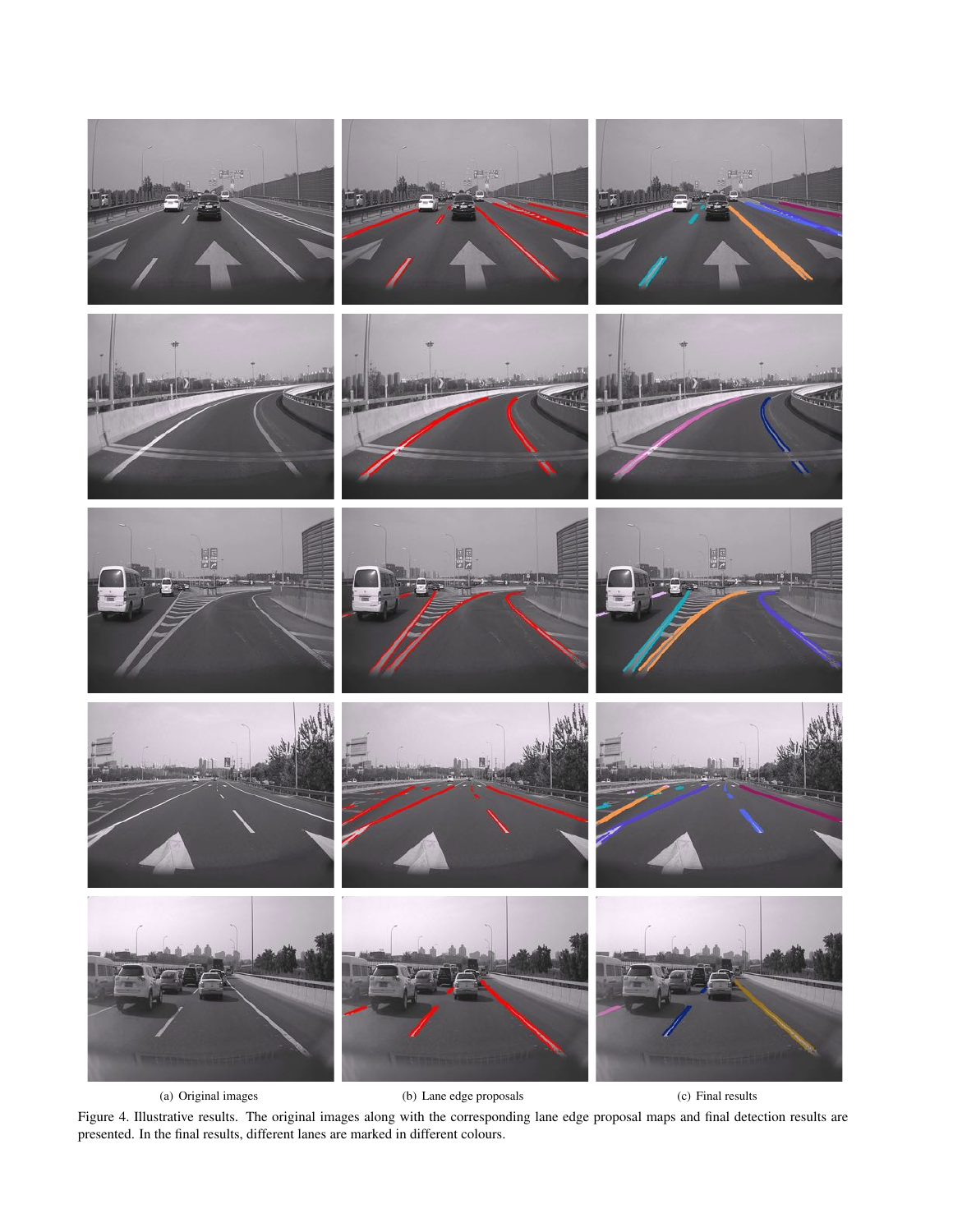(a) Original images

(b) Lane edge proposals

(c) Final results

Figure 4. Illustrative results. The original images along with the corresponding lane edge proposal maps and final detection results are presented. In the final results, different lanes are marked in different colours.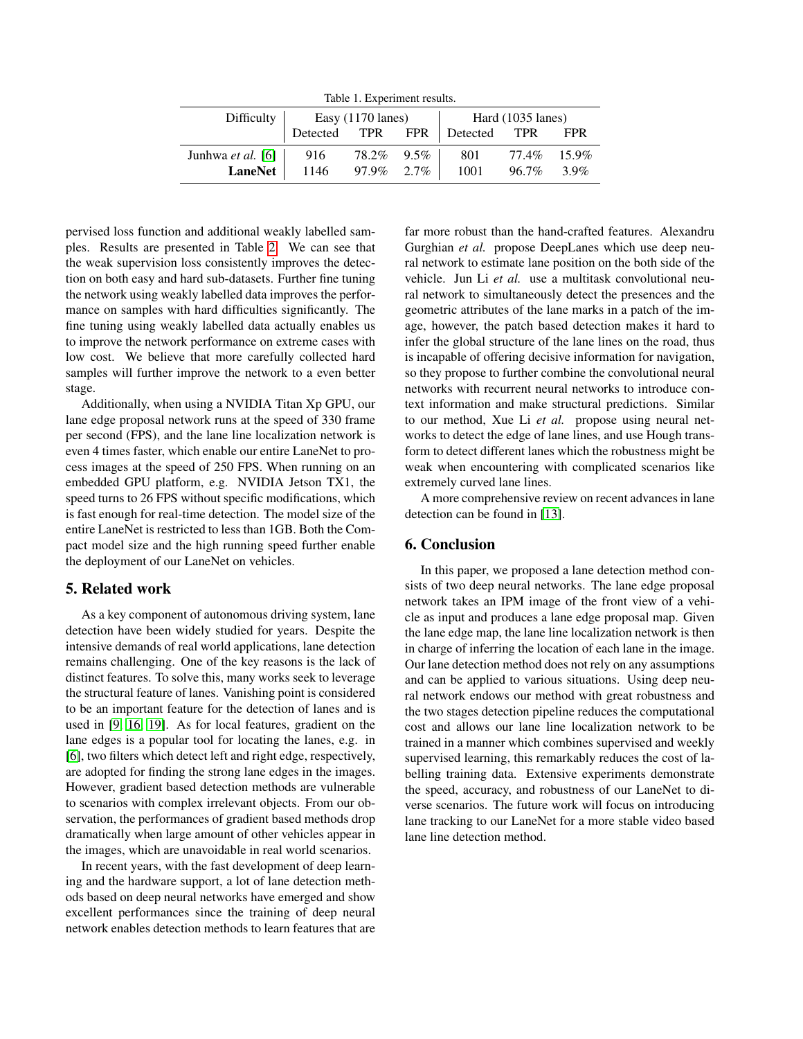Table 1. Experiment results.

| Difficulty | Easy (1170 lanes) | | | Hard (1035 lanes) | | |
|---|---|---|---|---|---|---|
| | Detected | TPR | FPR | Detected | TPR | FPR |
| Junhwa *et al.* [6] | 916 | 78.2% | 9.5% | 801 | 77.4% | 15.9% |
| **LaneNet** | 1146 | 97.9% | 2.7% | 1001 | 96.7% | 3.9% |

pervised loss function and additional weakly labelled samples. Results are presented in Table 2. We can see that the weak supervision loss consistently improves the detection on both easy and hard sub-datasets. Further fine tuning the network using weakly labelled data improves the performance on samples with hard difficulties significantly. The fine tuning using weakly labelled data actually enables us to improve the network performance on extreme cases with low cost. We believe that more carefully collected hard samples will further improve the network to a even better stage.

Additionally, when using a NVIDIA Titan Xp GPU, our lane edge proposal network runs at the speed of 330 frame per second (FPS), and the lane line localization network is even 4 times faster, which enable our entire LaneNet to process images at the speed of 250 FPS. When running on an embedded GPU platform, e.g. NVIDIA Jetson TX1, the speed turns to 26 FPS without specific modifications, which is fast enough for real-time detection. The model size of the entire LaneNet is restricted to less than 1GB. Both the Compact model size and the high running speed further enable the deployment of our LaneNet on vehicles.

## 5. Related work

As a key component of autonomous driving system, lane detection have been widely studied for years. Despite the intensive demands of real world applications, lane detection remains challenging. One of the key reasons is the lack of distinct features. To solve this, many works seek to leverage the structural feature of lanes. Vanishing point is considered to be an important feature for the detection of lanes and is used in [9, 16, 19]. As for local features, gradient on the lane edges is a popular tool for locating the lanes, e.g. in [6], two filters which detect left and right edge, respectively, are adopted for finding the strong lane edges in the images. However, gradient based detection methods are vulnerable to scenarios with complex irrelevant objects. From our observation, the performances of gradient based methods drop dramatically when large amount of other vehicles appear in the images, which are unavoidable in real world scenarios.

In recent years, with the fast development of deep learning and the hardware support, a lot of lane detection methods based on deep neural networks have emerged and show excellent performances since the training of deep neural network enables detection methods to learn features that are far more robust than the hand-crafted features. Alexandru Gurghian *et al.* propose DeepLanes which use deep neural network to estimate lane position on the both side of the vehicle. Jun Li *et al.* use a multitask convolutional neural network to simultaneously detect the presences and the geometric attributes of the lane marks in a patch of the image, however, the patch based detection makes it hard to infer the global structure of the lane lines on the road, thus is incapable of offering decisive information for navigation, so they propose to further combine the convolutional neural networks with recurrent neural networks to introduce context information and make structural predictions. Similar to our method, Xue Li *et al.* propose using neural networks to detect the edge of lane lines, and use Hough transform to detect different lanes which the robustness might be weak when encountering with complicated scenarios like extremely curved lane lines.

A more comprehensive review on recent advances in lane detection can be found in [13].

## 6. Conclusion

In this paper, we proposed a lane detection method consists of two deep neural networks. The lane edge proposal network takes an IPM image of the front view of a vehicle as input and produces a lane edge proposal map. Given the lane edge map, the lane line localization network is then in charge of inferring the location of each lane in the image. Our lane detection method does not rely on any assumptions and can be applied to various situations. Using deep neural network endows our method with great robustness and the two stages detection pipeline reduces the computational cost and allows our lane line localization network to be trained in a manner which combines supervised and weekly supervised learning, this remarkably reduces the cost of labelling training data. Extensive experiments demonstrate the speed, accuracy, and robustness of our LaneNet to diverse scenarios. The future work will focus on introducing lane tracking to our LaneNet for a more stable video based lane line detection method.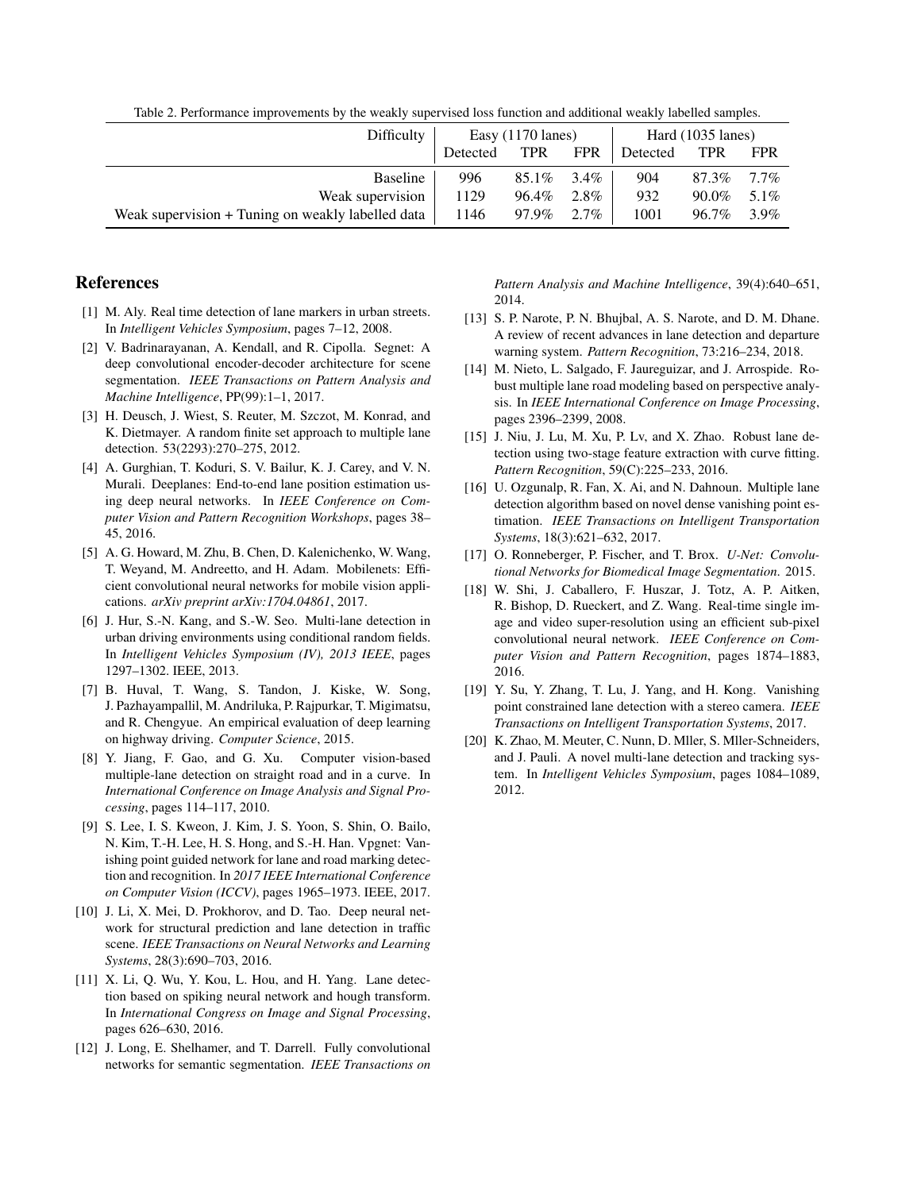Table 2. Performance improvements by the weakly supervised loss function and additional weakly labelled samples.

| Difficulty | Easy (1170 lanes) | | | Hard (1035 lanes) | | |
|---|---|---|---|---|---|---|
| | Detected | TPR | FPR | Detected | TPR | FPR |
| Baseline | 996 | 85.1% | 3.4% | 904 | 87.3% | 7.7% |
| Weak supervision | 1129 | 96.4% | 2.8% | 932 | 90.0% | 5.1% |
| Weak supervision + Tuning on weakly labelled data | 1146 | 97.9% | 2.7% | 1001 | 96.7% | 3.9% |

## References

[1] M. Aly. Real time detection of lane markers in urban streets. In *Intelligent Vehicles Symposium*, pages 7–12, 2008.

[2] V. Badrinarayanan, A. Kendall, and R. Cipolla. Segnet: A deep convolutional encoder-decoder architecture for scene segmentation. *IEEE Transactions on Pattern Analysis and Machine Intelligence*, PP(99):1–1, 2017.

[3] H. Deusch, J. Wiest, S. Reuter, M. Szczot, M. Konrad, and K. Dietmayer. A random finite set approach to multiple lane detection. 53(2293):270–275, 2012.

[4] A. Gurghian, T. Koduri, S. V. Bailur, K. J. Carey, and V. N. Murali. Deeplanes: End-to-end lane position estimation using deep neural networks. In *IEEE Conference on Computer Vision and Pattern Recognition Workshops*, pages 38–45, 2016.

[5] A. G. Howard, M. Zhu, B. Chen, D. Kalenichenko, W. Wang, T. Weyand, M. Andreetto, and H. Adam. Mobilenets: Efficient convolutional neural networks for mobile vision applications. *arXiv preprint arXiv:1704.04861*, 2017.

[6] J. Hur, S.-N. Kang, and S.-W. Seo. Multi-lane detection in urban driving environments using conditional random fields. In *Intelligent Vehicles Symposium (IV), 2013 IEEE*, pages 1297–1302. IEEE, 2013.

[7] B. Huval, T. Wang, S. Tandon, J. Kiske, W. Song, J. Pazhayampallil, M. Andriluka, P. Rajpurkar, T. Migimatsu, and R. Chengyue. An empirical evaluation of deep learning on highway driving. *Computer Science*, 2015.

[8] Y. Jiang, F. Gao, and G. Xu. Computer vision-based multiple-lane detection on straight road and in a curve. In *International Conference on Image Analysis and Signal Processing*, pages 114–117, 2010.

[9] S. Lee, I. S. Kweon, J. Kim, J. S. Yoon, S. Shin, O. Bailo, N. Kim, T.-H. Lee, H. S. Hong, and S.-H. Han. Vpgnet: Vanishing point guided network for lane and road marking detection and recognition. In *2017 IEEE International Conference on Computer Vision (ICCV)*, pages 1965–1973. IEEE, 2017.

[10] J. Li, X. Mei, D. Prokhorov, and D. Tao. Deep neural network for structural prediction and lane detection in traffic scene. *IEEE Transactions on Neural Networks and Learning Systems*, 28(3):690–703, 2016.

[11] X. Li, Q. Wu, Y. Kou, L. Hou, and H. Yang. Lane detection based on spiking neural network and hough transform. In *International Congress on Image and Signal Processing*, pages 626–630, 2016.

[12] J. Long, E. Shelhamer, and T. Darrell. Fully convolutional networks for semantic segmentation. *IEEE Transactions on Pattern Analysis and Machine Intelligence*, 39(4):640–651, 2014.

[13] S. P. Narote, P. N. Bhujbal, A. S. Narote, and D. M. Dhane. A review of recent advances in lane detection and departure warning system. *Pattern Recognition*, 73:216–234, 2018.

[14] M. Nieto, L. Salgado, F. Jaureguizar, and J. Arrospide. Robust multiple lane road modeling based on perspective analysis. In *IEEE International Conference on Image Processing*, pages 2396–2399, 2008.

[15] J. Niu, J. Lu, M. Xu, P. Lv, and X. Zhao. Robust lane detection using two-stage feature extraction with curve fitting. *Pattern Recognition*, 59(C):225–233, 2016.

[16] U. Ozgunalp, R. Fan, X. Ai, and N. Dahnoun. Multiple lane detection algorithm based on novel dense vanishing point estimation. *IEEE Transactions on Intelligent Transportation Systems*, 18(3):621–632, 2017.

[17] O. Ronneberger, P. Fischer, and T. Brox. *U-Net: Convolutional Networks for Biomedical Image Segmentation*. 2015.

[18] W. Shi, J. Caballero, F. Huszar, J. Totz, A. P. Aitken, R. Bishop, D. Rueckert, and Z. Wang. Real-time single image and video super-resolution using an efficient sub-pixel convolutional neural network. *IEEE Conference on Computer Vision and Pattern Recognition*, pages 1874–1883, 2016.

[19] Y. Su, Y. Zhang, T. Lu, J. Yang, and H. Kong. Vanishing point constrained lane detection with a stereo camera. *IEEE Transactions on Intelligent Transportation Systems*, 2017.

[20] K. Zhao, M. Meuter, C. Nunn, D. Mller, S. Mller-Schneiders, and J. Pauli. A novel multi-lane detection and tracking system. In *Intelligent Vehicles Symposium*, pages 1084–1089, 2012.